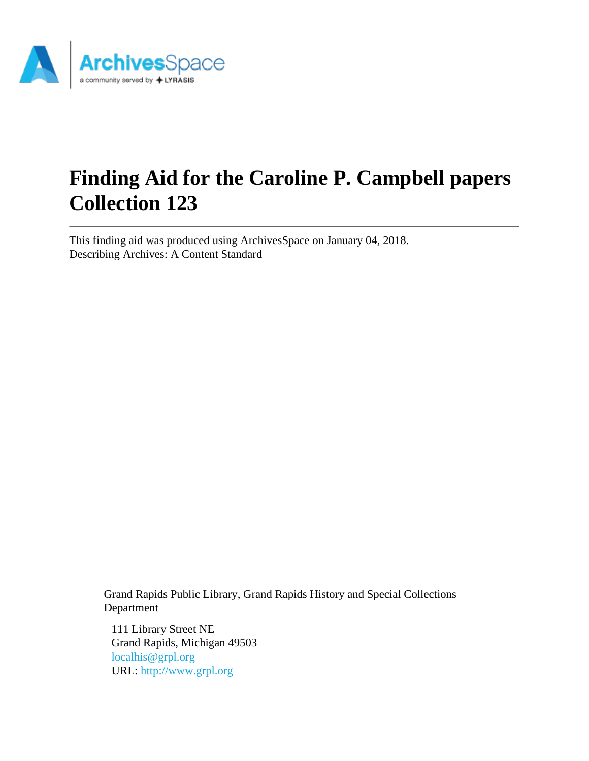# Finding Aid for the Caroline P. Campbell papers Collection 123

This finding aid was produced using ArchivesSpace on January 04, 2018.
Describing Archives: A Content Standard

Grand Rapids Public Library, Grand Rapids History and Special Collections Department

111 Library Street NE
Grand Rapids, Michigan 49503
localhis@grpl.org
URL: http://www.grpl.org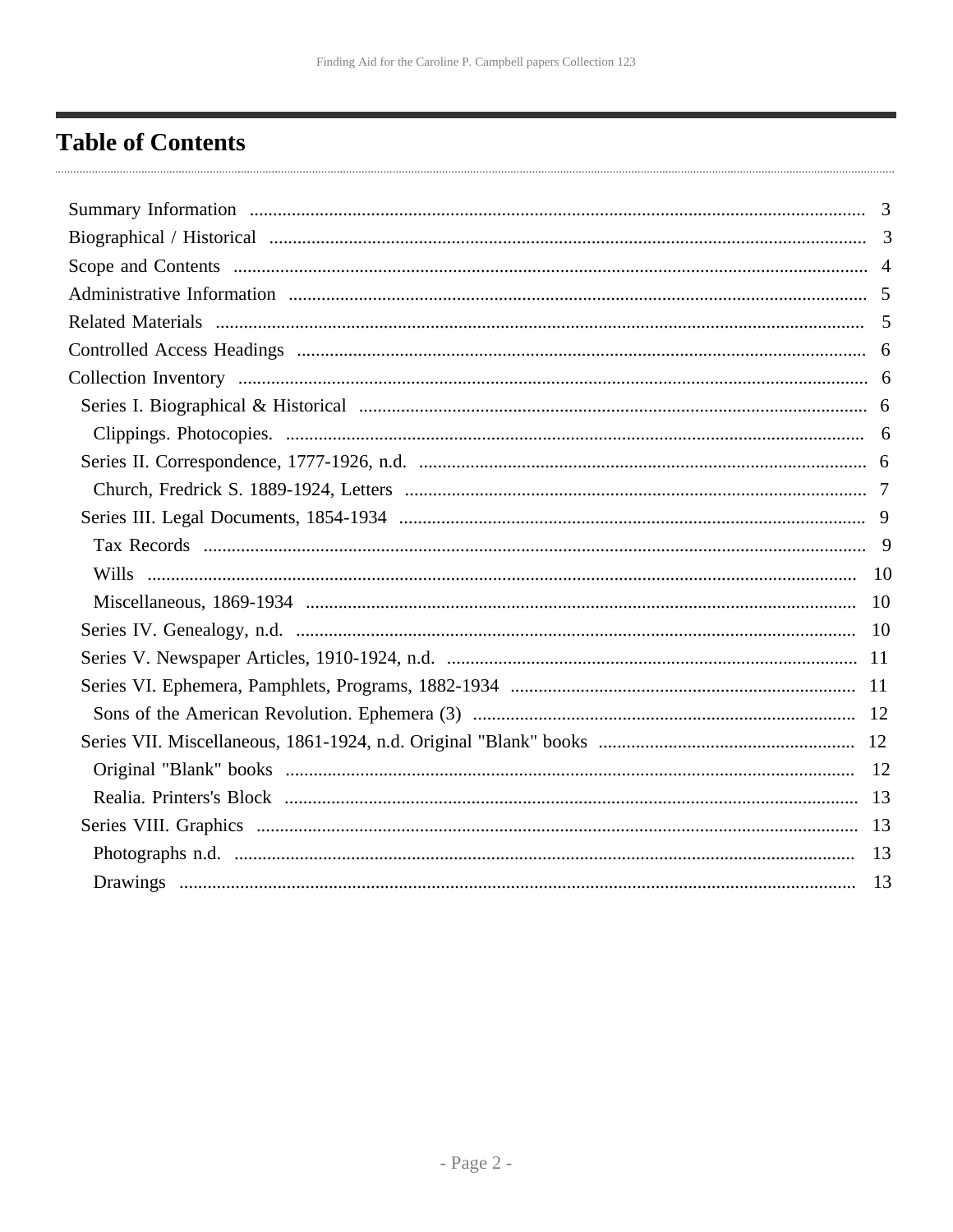# Table of Contents

- Summary Information ..... 3
- Biographical / Historical ..... 3
- Scope and Contents ..... 4
- Administrative Information ..... 5
- Related Materials ..... 5
- Controlled Access Headings ..... 6
- Collection Inventory ..... 6
  - Series I. Biographical & Historical ..... 6
    - Clippings. Photocopies. ..... 6
  - Series II. Correspondence, 1777-1926, n.d. ..... 6
    - Church, Fredrick S. 1889-1924, Letters ..... 7
  - Series III. Legal Documents, 1854-1934 ..... 9
    - Tax Records ..... 9
    - Wills ..... 10
    - Miscellaneous, 1869-1934 ..... 10
  - Series IV. Genealogy, n.d. ..... 10
  - Series V. Newspaper Articles, 1910-1924, n.d. ..... 11
  - Series VI. Ephemera, Pamphlets, Programs, 1882-1934 ..... 11
    - Sons of the American Revolution. Ephemera (3) ..... 12
  - Series VII. Miscellaneous, 1861-1924, n.d. Original "Blank" books ..... 12
    - Original "Blank" books ..... 12
    - Realia. Printers's Block ..... 13
  - Series VIII. Graphics ..... 13
    - Photographs n.d. ..... 13
    - Drawings ..... 13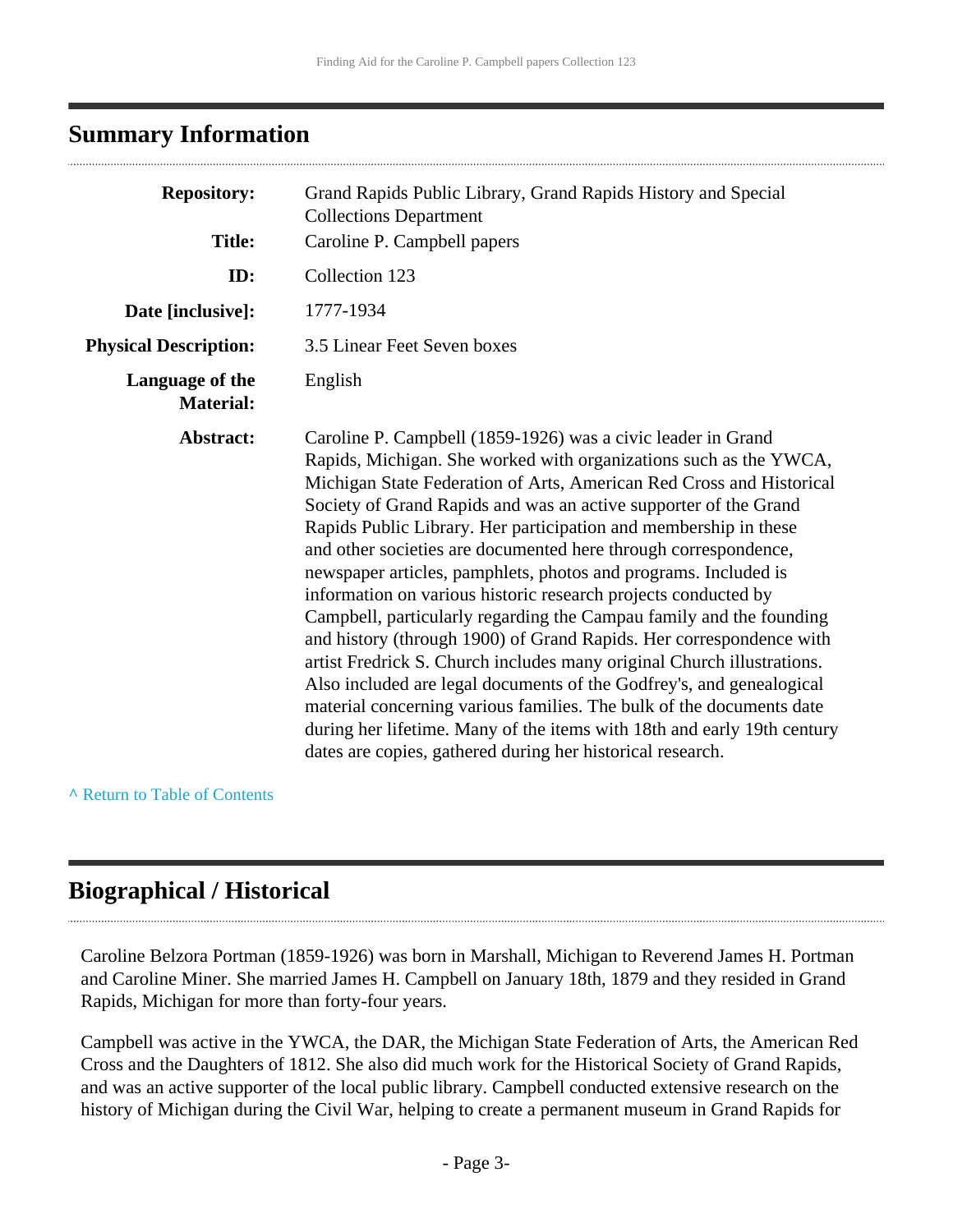## Summary Information

| | |
|---|---|
| **Repository:** | Grand Rapids Public Library, Grand Rapids History and Special Collections Department |
| **Title:** | Caroline P. Campbell papers |
| **ID:** | Collection 123 |
| **Date [inclusive]:** | 1777-1934 |
| **Physical Description:** | 3.5 Linear Feet Seven boxes |
| **Language of the Material:** | English |
| **Abstract:** | Caroline P. Campbell (1859-1926) was a civic leader in Grand Rapids, Michigan. She worked with organizations such as the YWCA, Michigan State Federation of Arts, American Red Cross and Historical Society of Grand Rapids and was an active supporter of the Grand Rapids Public Library. Her participation and membership in these and other societies are documented here through correspondence, newspaper articles, pamphlets, photos and programs. Included is information on various historic research projects conducted by Campbell, particularly regarding the Campau family and the founding and history (through 1900) of Grand Rapids. Her correspondence with artist Fredrick S. Church includes many original Church illustrations. Also included are legal documents of the Godfrey's, and genealogical material concerning various families. The bulk of the documents date during her lifetime. Many of the items with 18th and early 19th century dates are copies, gathered during her historical research. |

^ Return to Table of Contents

## Biographical / Historical

Caroline Belzora Portman (1859-1926) was born in Marshall, Michigan to Reverend James H. Portman and Caroline Miner. She married James H. Campbell on January 18th, 1879 and they resided in Grand Rapids, Michigan for more than forty-four years.

Campbell was active in the YWCA, the DAR, the Michigan State Federation of Arts, the American Red Cross and the Daughters of 1812. She also did much work for the Historical Society of Grand Rapids, and was an active supporter of the local public library. Campbell conducted extensive research on the history of Michigan during the Civil War, helping to create a permanent museum in Grand Rapids for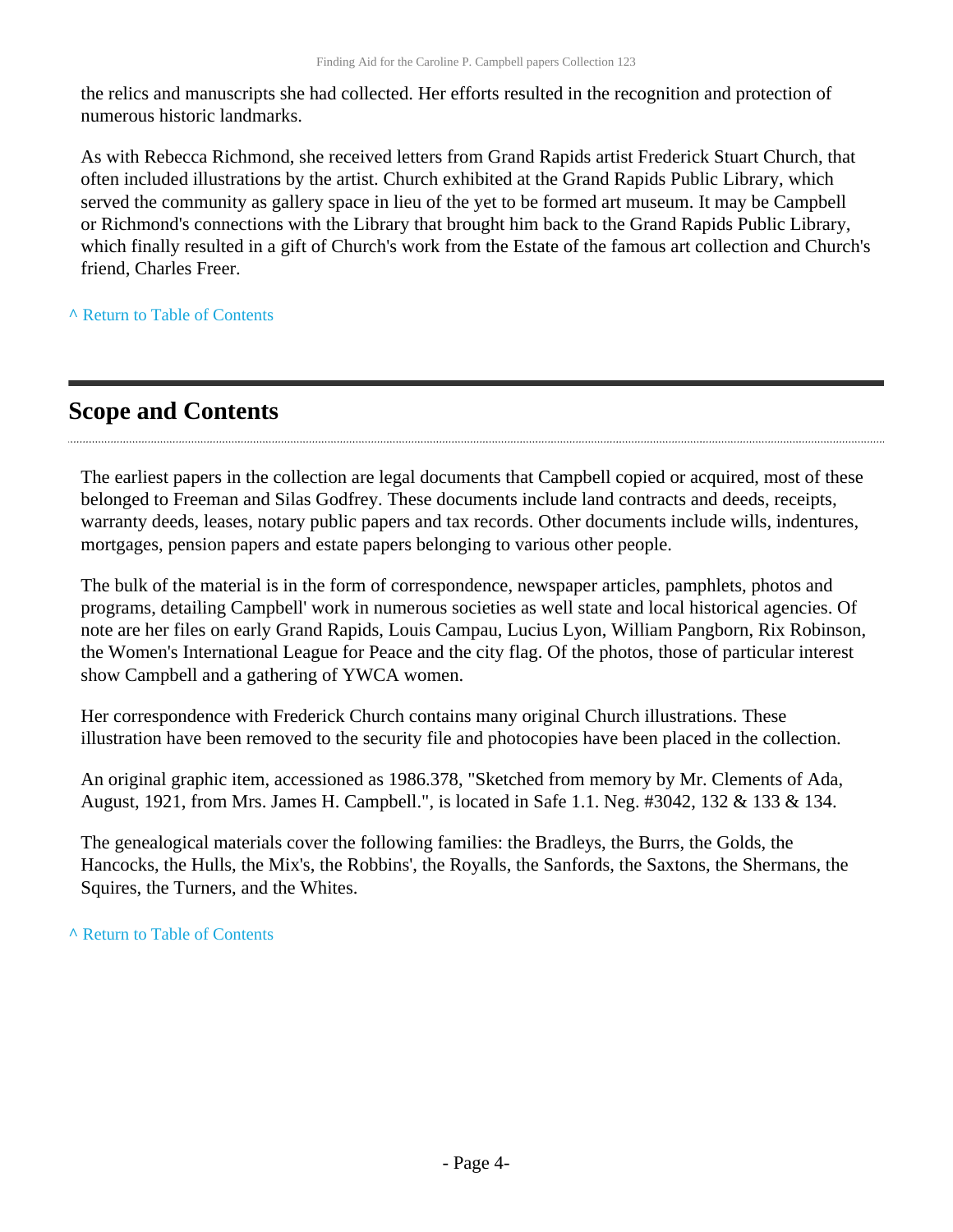the relics and manuscripts she had collected. Her efforts resulted in the recognition and protection of numerous historic landmarks.

As with Rebecca Richmond, she received letters from Grand Rapids artist Frederick Stuart Church, that often included illustrations by the artist. Church exhibited at the Grand Rapids Public Library, which served the community as gallery space in lieu of the yet to be formed art museum. It may be Campbell or Richmond's connections with the Library that brought him back to the Grand Rapids Public Library, which finally resulted in a gift of Church's work from the Estate of the famous art collection and Church's friend, Charles Freer.

^ Return to Table of Contents

## Scope and Contents

The earliest papers in the collection are legal documents that Campbell copied or acquired, most of these belonged to Freeman and Silas Godfrey. These documents include land contracts and deeds, receipts, warranty deeds, leases, notary public papers and tax records. Other documents include wills, indentures, mortgages, pension papers and estate papers belonging to various other people.

The bulk of the material is in the form of correspondence, newspaper articles, pamphlets, photos and programs, detailing Campbell' work in numerous societies as well state and local historical agencies. Of note are her files on early Grand Rapids, Louis Campau, Lucius Lyon, William Pangborn, Rix Robinson, the Women's International League for Peace and the city flag. Of the photos, those of particular interest show Campbell and a gathering of YWCA women.

Her correspondence with Frederick Church contains many original Church illustrations. These illustration have been removed to the security file and photocopies have been placed in the collection.

An original graphic item, accessioned as 1986.378, "Sketched from memory by Mr. Clements of Ada, August, 1921, from Mrs. James H. Campbell.", is located in Safe 1.1. Neg. #3042, 132 & 133 & 134.

The genealogical materials cover the following families: the Bradleys, the Burrs, the Golds, the Hancocks, the Hulls, the Mix's, the Robbins', the Royalls, the Sanfords, the Saxtons, the Shermans, the Squires, the Turners, and the Whites.

^ Return to Table of Contents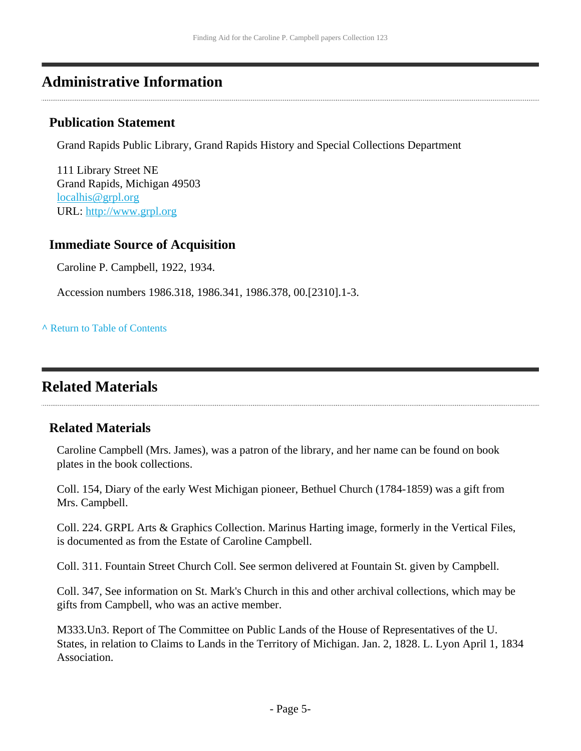## Administrative Information

### Publication Statement

Grand Rapids Public Library, Grand Rapids History and Special Collections Department

111 Library Street NE
Grand Rapids, Michigan 49503
[localhis@grpl.org](mailto:localhis@grpl.org)
URL: [http://www.grpl.org](http://www.grpl.org)

### Immediate Source of Acquisition

Caroline P. Campbell, 1922, 1934.

Accession numbers 1986.318, 1986.341, 1986.378, 00.[2310].1-3.

^ Return to Table of Contents

## Related Materials

### Related Materials

Caroline Campbell (Mrs. James), was a patron of the library, and her name can be found on book plates in the book collections.

Coll. 154, Diary of the early West Michigan pioneer, Bethuel Church (1784-1859) was a gift from Mrs. Campbell.

Coll. 224. GRPL Arts & Graphics Collection. Marinus Harting image, formerly in the Vertical Files, is documented as from the Estate of Caroline Campbell.

Coll. 311. Fountain Street Church Coll. See sermon delivered at Fountain St. given by Campbell.

Coll. 347, See information on St. Mark's Church in this and other archival collections, which may be gifts from Campbell, who was an active member.

M333.Un3. Report of The Committee on Public Lands of the House of Representatives of the U. States, in relation to Claims to Lands in the Territory of Michigan. Jan. 2, 1828. L. Lyon April 1, 1834 Association.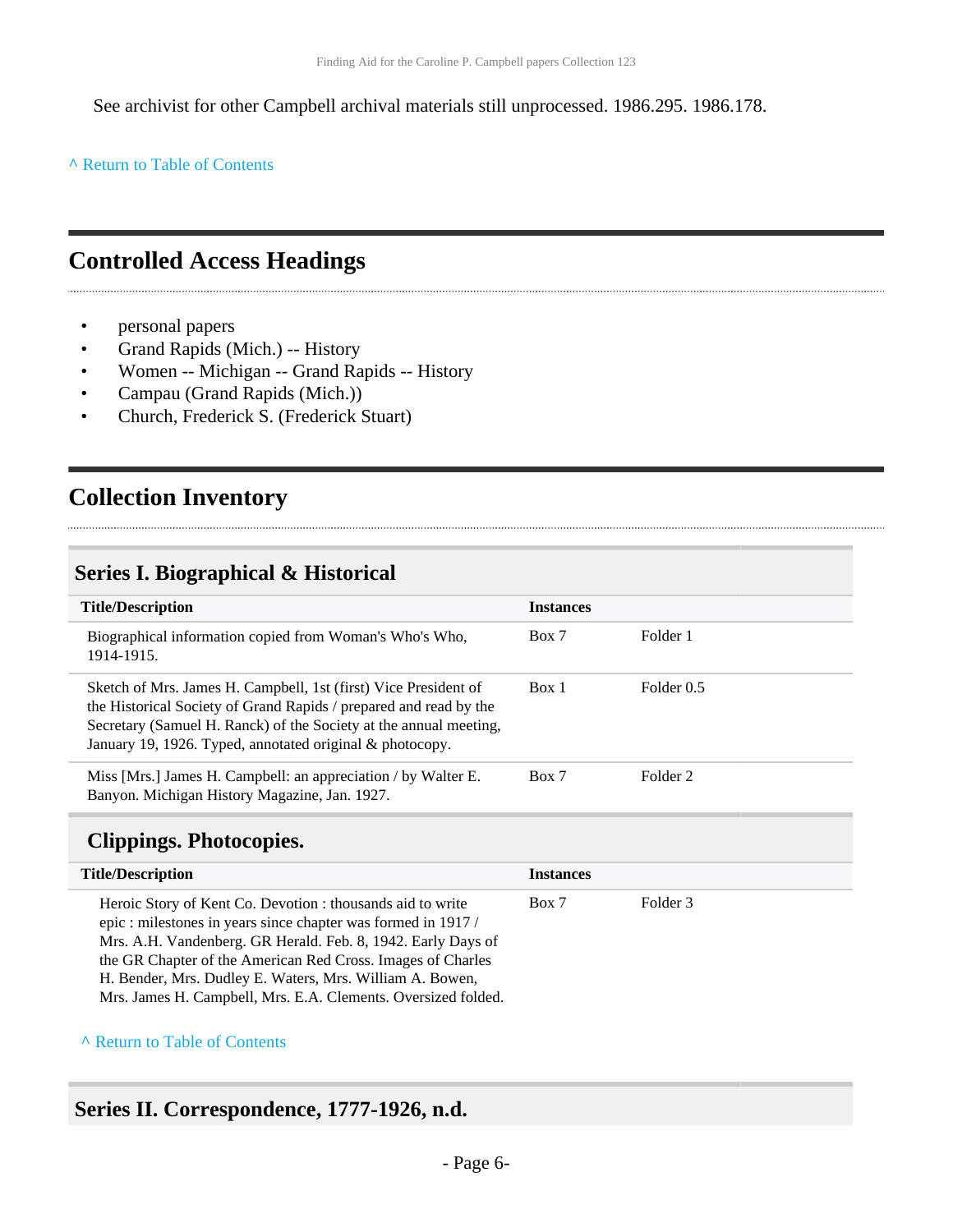See archivist for other Campbell archival materials still unprocessed. 1986.295. 1986.178.

^ Return to Table of Contents

## Controlled Access Headings

- personal papers
- Grand Rapids (Mich.) -- History
- Women -- Michigan -- Grand Rapids -- History
- Campau (Grand Rapids (Mich.))
- Church, Frederick S. (Frederick Stuart)

## Collection Inventory

### Series I. Biographical & Historical

| Title/Description | Instances | |
|---|---|---|
| Biographical information copied from Woman's Who's Who, 1914-1915. | Box 7 | Folder 1 |
| Sketch of Mrs. James H. Campbell, 1st (first) Vice President of the Historical Society of Grand Rapids / prepared and read by the Secretary (Samuel H. Ranck) of the Society at the annual meeting, January 19, 1926. Typed, annotated original & photocopy. | Box 1 | Folder 0.5 |
| Miss [Mrs.] James H. Campbell: an appreciation / by Walter E. Banyon. Michigan History Magazine, Jan. 1927. | Box 7 | Folder 2 |

#### Clippings. Photocopies.

| Title/Description | Instances | |
|---|---|---|
| Heroic Story of Kent Co. Devotion : thousands aid to write epic : milestones in years since chapter was formed in 1917 / Mrs. A.H. Vandenberg. GR Herald. Feb. 8, 1942. Early Days of the GR Chapter of the American Red Cross. Images of Charles H. Bender, Mrs. Dudley E. Waters, Mrs. William A. Bowen, Mrs. James H. Campbell, Mrs. E.A. Clements. Oversized folded. | Box 7 | Folder 3 |

^ Return to Table of Contents

### Series II. Correspondence, 1777-1926, n.d.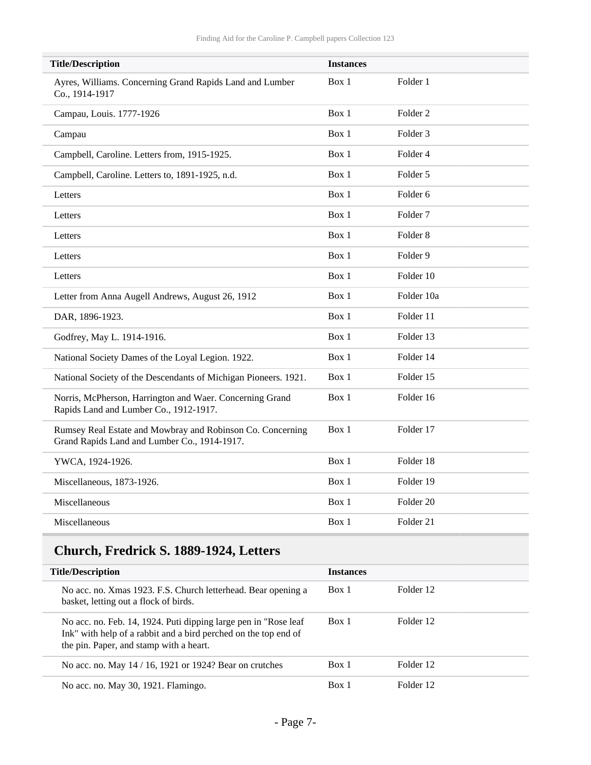| Title/Description | Instances | |
|---|---|---|
| Ayres, Williams. Concerning Grand Rapids Land and Lumber Co., 1914-1917 | Box 1 | Folder 1 |
| Campau, Louis. 1777-1926 | Box 1 | Folder 2 |
| Campau | Box 1 | Folder 3 |
| Campbell, Caroline. Letters from, 1915-1925. | Box 1 | Folder 4 |
| Campbell, Caroline. Letters to, 1891-1925, n.d. | Box 1 | Folder 5 |
| Letters | Box 1 | Folder 6 |
| Letters | Box 1 | Folder 7 |
| Letters | Box 1 | Folder 8 |
| Letters | Box 1 | Folder 9 |
| Letters | Box 1 | Folder 10 |
| Letter from Anna Augell Andrews, August 26, 1912 | Box 1 | Folder 10a |
| DAR, 1896-1923. | Box 1 | Folder 11 |
| Godfrey, May L. 1914-1916. | Box 1 | Folder 13 |
| National Society Dames of the Loyal Legion. 1922. | Box 1 | Folder 14 |
| National Society of the Descendants of Michigan Pioneers. 1921. | Box 1 | Folder 15 |
| Norris, McPherson, Harrington and Waer. Concerning Grand Rapids Land and Lumber Co., 1912-1917. | Box 1 | Folder 16 |
| Rumsey Real Estate and Mowbray and Robinson Co. Concerning Grand Rapids Land and Lumber Co., 1914-1917. | Box 1 | Folder 17 |
| YWCA, 1924-1926. | Box 1 | Folder 18 |
| Miscellaneous, 1873-1926. | Box 1 | Folder 19 |
| Miscellaneous | Box 1 | Folder 20 |
| Miscellaneous | Box 1 | Folder 21 |

## Church, Fredrick S. 1889-1924, Letters

| Title/Description | Instances | |
|---|---|---|
| No acc. no. Xmas 1923. F.S. Church letterhead. Bear opening a basket, letting out a flock of birds. | Box 1 | Folder 12 |
| No acc. no. Feb. 14, 1924. Puti dipping large pen in "Rose leaf Ink" with help of a rabbit and a bird perched on the top end of the pin. Paper, and stamp with a heart. | Box 1 | Folder 12 |
| No acc. no. May 14 / 16, 1921 or 1924? Bear on crutches | Box 1 | Folder 12 |
| No acc. no. May 30, 1921. Flamingo. | Box 1 | Folder 12 |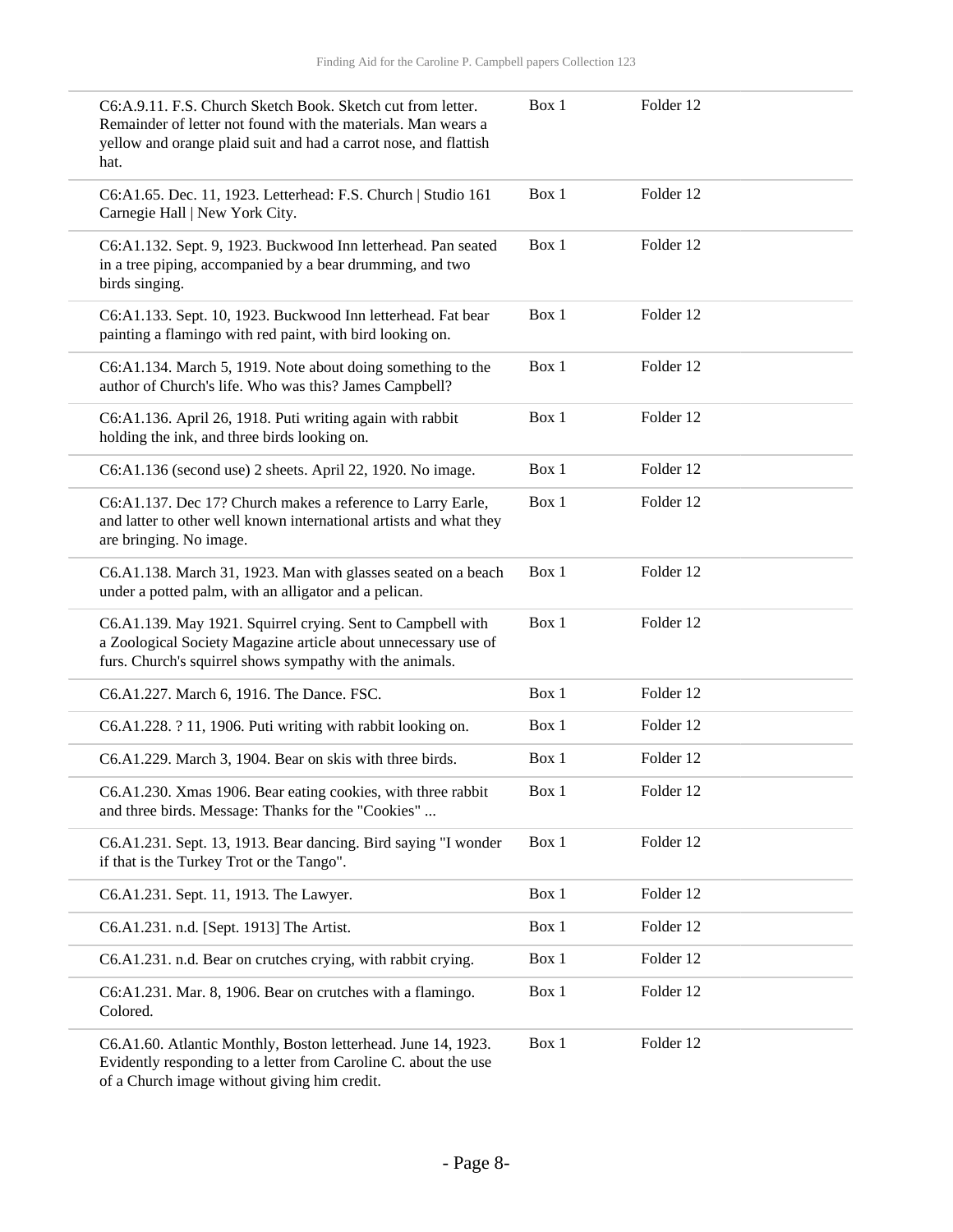| | | |
|---|---|---|
| C6:A.9.11. F.S. Church Sketch Book. Sketch cut from letter. Remainder of letter not found with the materials. Man wears a yellow and orange plaid suit and had a carrot nose, and flattish hat. | Box 1 | Folder 12 |
| C6:A1.65. Dec. 11, 1923. Letterhead: F.S. Church \| Studio 161 Carnegie Hall \| New York City. | Box 1 | Folder 12 |
| C6:A1.132. Sept. 9, 1923. Buckwood Inn letterhead. Pan seated in a tree piping, accompanied by a bear drumming, and two birds singing. | Box 1 | Folder 12 |
| C6:A1.133. Sept. 10, 1923. Buckwood Inn letterhead. Fat bear painting a flamingo with red paint, with bird looking on. | Box 1 | Folder 12 |
| C6:A1.134. March 5, 1919. Note about doing something to the author of Church's life. Who was this? James Campbell? | Box 1 | Folder 12 |
| C6:A1.136. April 26, 1918. Puti writing again with rabbit holding the ink, and three birds looking on. | Box 1 | Folder 12 |
| C6:A1.136 (second use) 2 sheets. April 22, 1920. No image. | Box 1 | Folder 12 |
| C6:A1.137. Dec 17? Church makes a reference to Larry Earle, and latter to other well known international artists and what they are bringing. No image. | Box 1 | Folder 12 |
| C6.A1.138. March 31, 1923. Man with glasses seated on a beach under a potted palm, with an alligator and a pelican. | Box 1 | Folder 12 |
| C6.A1.139. May 1921. Squirrel crying. Sent to Campbell with a Zoological Society Magazine article about unnecessary use of furs. Church's squirrel shows sympathy with the animals. | Box 1 | Folder 12 |
| C6.A1.227. March 6, 1916. The Dance. FSC. | Box 1 | Folder 12 |
| C6.A1.228. ? 11, 1906. Puti writing with rabbit looking on. | Box 1 | Folder 12 |
| C6.A1.229. March 3, 1904. Bear on skis with three birds. | Box 1 | Folder 12 |
| C6.A1.230. Xmas 1906. Bear eating cookies, with three rabbit and three birds. Message: Thanks for the "Cookies" ... | Box 1 | Folder 12 |
| C6.A1.231. Sept. 13, 1913. Bear dancing. Bird saying "I wonder if that is the Turkey Trot or the Tango". | Box 1 | Folder 12 |
| C6.A1.231. Sept. 11, 1913. The Lawyer. | Box 1 | Folder 12 |
| C6.A1.231. n.d. [Sept. 1913] The Artist. | Box 1 | Folder 12 |
| C6.A1.231. n.d. Bear on crutches crying, with rabbit crying. | Box 1 | Folder 12 |
| C6:A1.231. Mar. 8, 1906. Bear on crutches with a flamingo. Colored. | Box 1 | Folder 12 |
| C6.A1.60. Atlantic Monthly, Boston letterhead. June 14, 1923. Evidently responding to a letter from Caroline C. about the use of a Church image without giving him credit. | Box 1 | Folder 12 |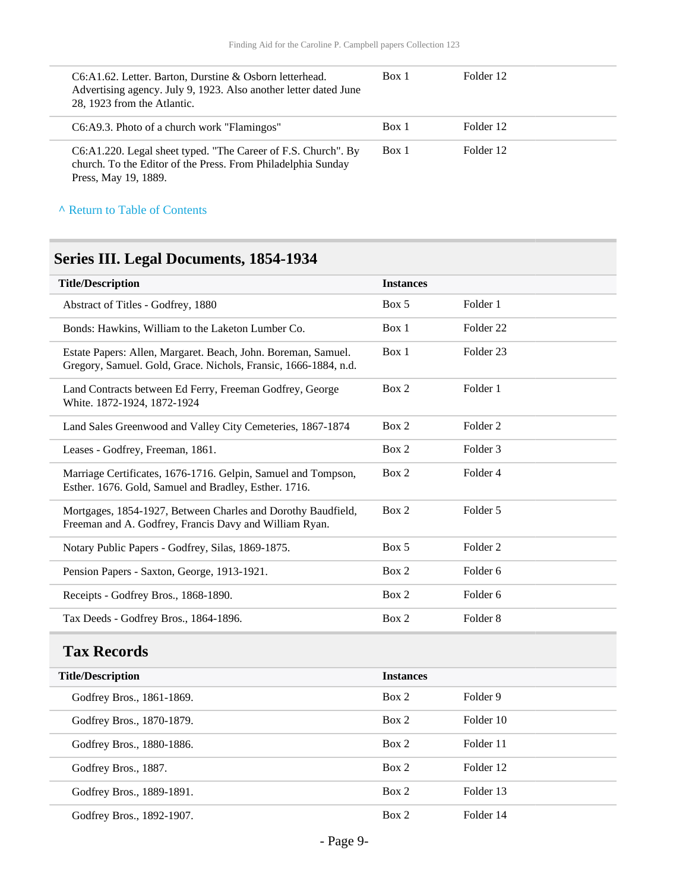| | | |
|---|---|---|
| C6:A1.62. Letter. Barton, Durstine & Osborn letterhead. Advertising agency. July 9, 1923. Also another letter dated June 28, 1923 from the Atlantic. | Box 1 | Folder 12 |
| C6:A9.3. Photo of a church work "Flamingos" | Box 1 | Folder 12 |
| C6:A1.220. Legal sheet typed. "The Career of F.S. Church". By church. To the Editor of the Press. From Philadelphia Sunday Press, May 19, 1889. | Box 1 | Folder 12 |

^ Return to Table of Contents

## Series III. Legal Documents, 1854-1934

| Title/Description | Instances | |
|---|---|---|
| Abstract of Titles - Godfrey, 1880 | Box 5 | Folder 1 |
| Bonds: Hawkins, William to the Laketon Lumber Co. | Box 1 | Folder 22 |
| Estate Papers: Allen, Margaret. Beach, John. Boreman, Samuel. Gregory, Samuel. Gold, Grace. Nichols, Fransic, 1666-1884, n.d. | Box 1 | Folder 23 |
| Land Contracts between Ed Ferry, Freeman Godfrey, George White. 1872-1924, 1872-1924 | Box 2 | Folder 1 |
| Land Sales Greenwood and Valley City Cemeteries, 1867-1874 | Box 2 | Folder 2 |
| Leases - Godfrey, Freeman, 1861. | Box 2 | Folder 3 |
| Marriage Certificates, 1676-1716. Gelpin, Samuel and Tompson, Esther. 1676. Gold, Samuel and Bradley, Esther. 1716. | Box 2 | Folder 4 |
| Mortgages, 1854-1927, Between Charles and Dorothy Baudfield, Freeman and A. Godfrey, Francis Davy and William Ryan. | Box 2 | Folder 5 |
| Notary Public Papers - Godfrey, Silas, 1869-1875. | Box 5 | Folder 2 |
| Pension Papers - Saxton, George, 1913-1921. | Box 2 | Folder 6 |
| Receipts - Godfrey Bros., 1868-1890. | Box 2 | Folder 6 |
| Tax Deeds - Godfrey Bros., 1864-1896. | Box 2 | Folder 8 |

### Tax Records

| Title/Description | Instances | |
|---|---|---|
| Godfrey Bros., 1861-1869. | Box 2 | Folder 9 |
| Godfrey Bros., 1870-1879. | Box 2 | Folder 10 |
| Godfrey Bros., 1880-1886. | Box 2 | Folder 11 |
| Godfrey Bros., 1887. | Box 2 | Folder 12 |
| Godfrey Bros., 1889-1891. | Box 2 | Folder 13 |
| Godfrey Bros., 1892-1907. | Box 2 | Folder 14 |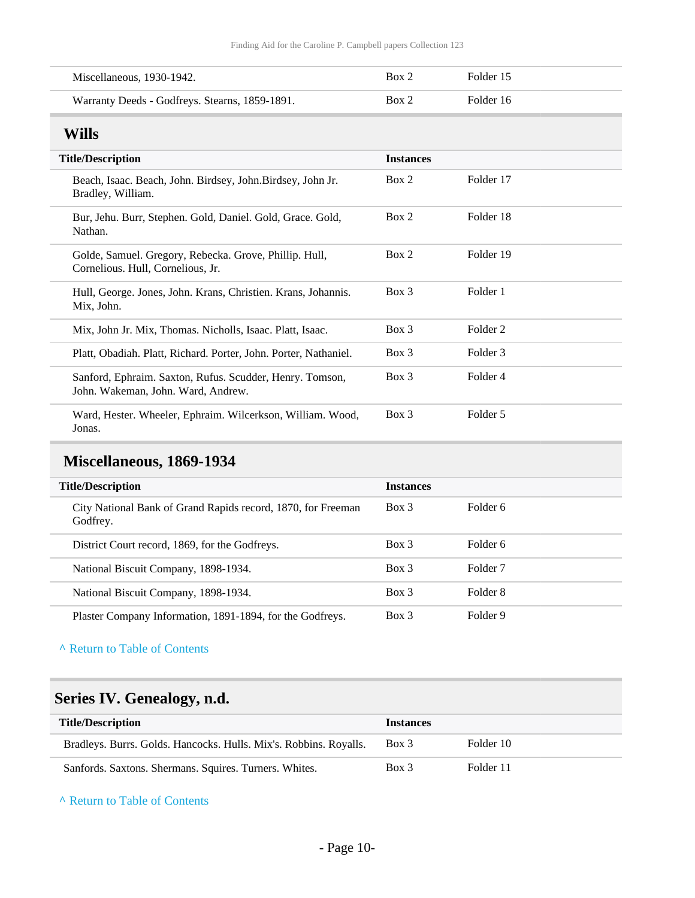| | | |
|---|---|---|
| Miscellaneous, 1930-1942. | Box 2 | Folder 15 |
| Warranty Deeds - Godfreys. Stearns, 1859-1891. | Box 2 | Folder 16 |

### Wills

| Title/Description | Instances | |
|---|---|---|
| Beach, Isaac. Beach, John. Birdsey, John.Birdsey, John Jr. Bradley, William. | Box 2 | Folder 17 |
| Bur, Jehu. Burr, Stephen. Gold, Daniel. Gold, Grace. Gold, Nathan. | Box 2 | Folder 18 |
| Golde, Samuel. Gregory, Rebecka. Grove, Phillip. Hull, Cornelious. Hull, Cornelious, Jr. | Box 2 | Folder 19 |
| Hull, George. Jones, John. Krans, Christien. Krans, Johannis. Mix, John. | Box 3 | Folder 1 |
| Mix, John Jr. Mix, Thomas. Nicholls, Isaac. Platt, Isaac. | Box 3 | Folder 2 |
| Platt, Obadiah. Platt, Richard. Porter, John. Porter, Nathaniel. | Box 3 | Folder 3 |
| Sanford, Ephraim. Saxton, Rufus. Scudder, Henry. Tomson, John. Wakeman, John. Ward, Andrew. | Box 3 | Folder 4 |
| Ward, Hester. Wheeler, Ephraim. Wilcerkson, William. Wood, Jonas. | Box 3 | Folder 5 |

### Miscellaneous, 1869-1934

| Title/Description | Instances | |
|---|---|---|
| City National Bank of Grand Rapids record, 1870, for Freeman Godfrey. | Box 3 | Folder 6 |
| District Court record, 1869, for the Godfreys. | Box 3 | Folder 6 |
| National Biscuit Company, 1898-1934. | Box 3 | Folder 7 |
| National Biscuit Company, 1898-1934. | Box 3 | Folder 8 |
| Plaster Company Information, 1891-1894, for the Godfreys. | Box 3 | Folder 9 |

^ Return to Table of Contents

## Series IV. Genealogy, n.d.

| Title/Description | Instances | |
|---|---|---|
| Bradleys. Burrs. Golds. Hancocks. Hulls. Mix's. Robbins. Royalls. | Box 3 | Folder 10 |
| Sanfords. Saxtons. Shermans. Squires. Turners. Whites. | Box 3 | Folder 11 |

^ Return to Table of Contents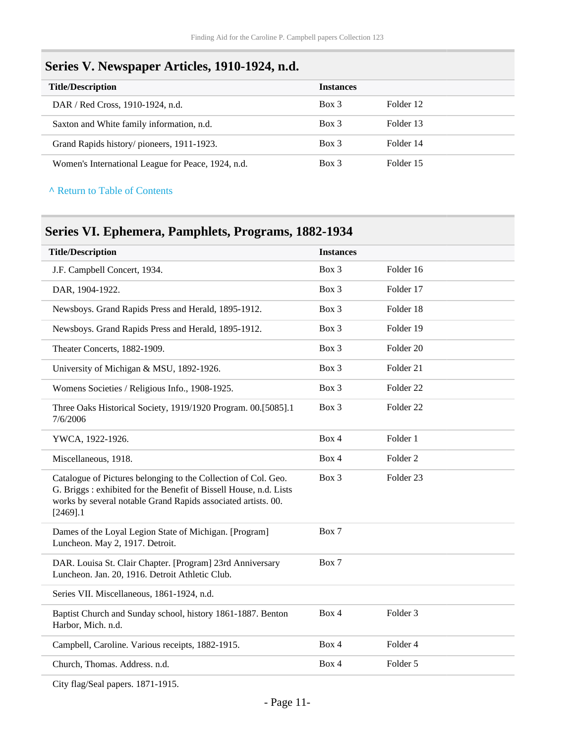## Series V. Newspaper Articles, 1910-1924, n.d.

| Title/Description | Instances | |
|---|---|---|
| DAR / Red Cross, 1910-1924, n.d. | Box 3 | Folder 12 |
| Saxton and White family information, n.d. | Box 3 | Folder 13 |
| Grand Rapids history/ pioneers, 1911-1923. | Box 3 | Folder 14 |
| Women's International League for Peace, 1924, n.d. | Box 3 | Folder 15 |

^ Return to Table of Contents

## Series VI. Ephemera, Pamphlets, Programs, 1882-1934

| Title/Description | Instances | |
|---|---|---|
| J.F. Campbell Concert, 1934. | Box 3 | Folder 16 |
| DAR, 1904-1922. | Box 3 | Folder 17 |
| Newsboys. Grand Rapids Press and Herald, 1895-1912. | Box 3 | Folder 18 |
| Newsboys. Grand Rapids Press and Herald, 1895-1912. | Box 3 | Folder 19 |
| Theater Concerts, 1882-1909. | Box 3 | Folder 20 |
| University of Michigan & MSU, 1892-1926. | Box 3 | Folder 21 |
| Womens Societies / Religious Info., 1908-1925. | Box 3 | Folder 22 |
| Three Oaks Historical Society, 1919/1920 Program. 00.[5085].1 7/6/2006 | Box 3 | Folder 22 |
| YWCA, 1922-1926. | Box 4 | Folder 1 |
| Miscellaneous, 1918. | Box 4 | Folder 2 |
| Catalogue of Pictures belonging to the Collection of Col. Geo. G. Briggs : exhibited for the Benefit of Bissell House, n.d. Lists works by several notable Grand Rapids associated artists. 00.[2469].1 | Box 3 | Folder 23 |
| Dames of the Loyal Legion State of Michigan. [Program] Luncheon. May 2, 1917. Detroit. | Box 7 | |
| DAR. Louisa St. Clair Chapter. [Program] 23rd Anniversary Luncheon. Jan. 20, 1916. Detroit Athletic Club. | Box 7 | |
| Series VII. Miscellaneous, 1861-1924, n.d. | | |
| Baptist Church and Sunday school, history 1861-1887. Benton Harbor, Mich. n.d. | Box 4 | Folder 3 |
| Campbell, Caroline. Various receipts, 1882-1915. | Box 4 | Folder 4 |
| Church, Thomas. Address. n.d. | Box 4 | Folder 5 |
| City flag/Seal papers. 1871-1915. | | |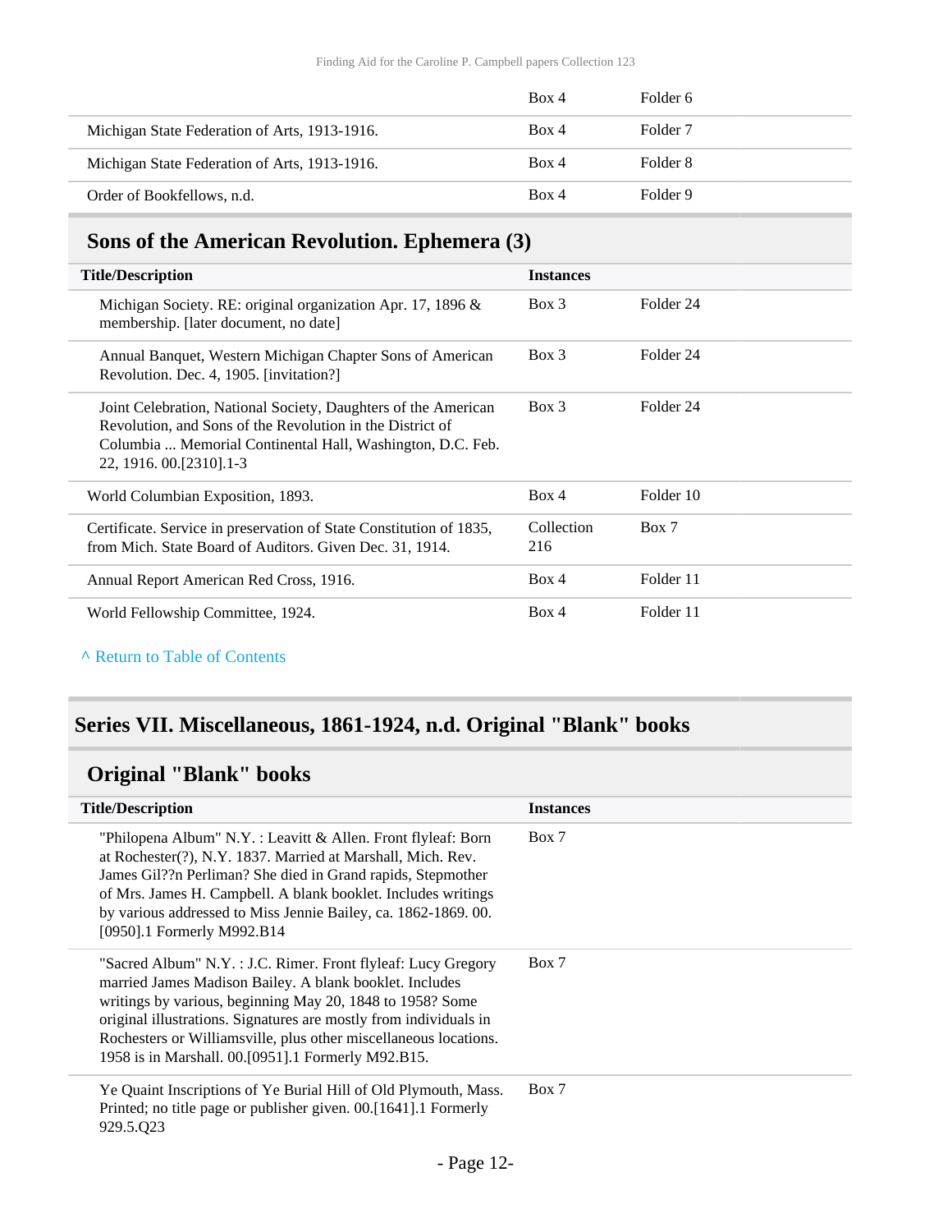| | | |
|---|---|---|
| | Box 4 | Folder 6 |
| Michigan State Federation of Arts, 1913-1916. | Box 4 | Folder 7 |
| Michigan State Federation of Arts, 1913-1916. | Box 4 | Folder 8 |
| Order of Bookfellows, n.d. | Box 4 | Folder 9 |

## Sons of the American Revolution. Ephemera (3)

| Title/Description | Instances | |
|---|---|---|
| Michigan Society. RE: original organization Apr. 17, 1896 & membership. [later document, no date] | Box 3 | Folder 24 |
| Annual Banquet, Western Michigan Chapter Sons of American Revolution. Dec. 4, 1905. [invitation?] | Box 3 | Folder 24 |
| Joint Celebration, National Society, Daughters of the American Revolution, and Sons of the Revolution in the District of Columbia ... Memorial Continental Hall, Washington, D.C. Feb. 22, 1916. 00.[2310].1-3 | Box 3 | Folder 24 |
| World Columbian Exposition, 1893. | Box 4 | Folder 10 |
| Certificate. Service in preservation of State Constitution of 1835, from Mich. State Board of Auditors. Given Dec. 31, 1914. | Collection 216 | Box 7 |
| Annual Report American Red Cross, 1916. | Box 4 | Folder 11 |
| World Fellowship Committee, 1924. | Box 4 | Folder 11 |

^ Return to Table of Contents

# Series VII. Miscellaneous, 1861-1924, n.d. Original "Blank" books

## Original "Blank" books

| Title/Description | Instances |
|---|---|
| "Philopena Album" N.Y. : Leavitt & Allen. Front flyleaf: Born at Rochester(?), N.Y. 1837. Married at Marshall, Mich. Rev. James Gil??n Perliman? She died in Grand rapids, Stepmother of Mrs. James H. Campbell. A blank booklet. Includes writings by various addressed to Miss Jennie Bailey, ca. 1862-1869. 00.[0950].1 Formerly M992.B14 | Box 7 |
| "Sacred Album" N.Y. : J.C. Rimer. Front flyleaf: Lucy Gregory married James Madison Bailey. A blank booklet. Includes writings by various, beginning May 20, 1848 to 1958? Some original illustrations. Signatures are mostly from individuals in Rochesters or Williamsville, plus other miscellaneous locations. 1958 is in Marshall. 00.[0951].1 Formerly M92.B15. | Box 7 |
| Ye Quaint Inscriptions of Ye Burial Hill of Old Plymouth, Mass. Printed; no title page or publisher given. 00.[1641].1 Formerly 929.5.Q23 | Box 7 |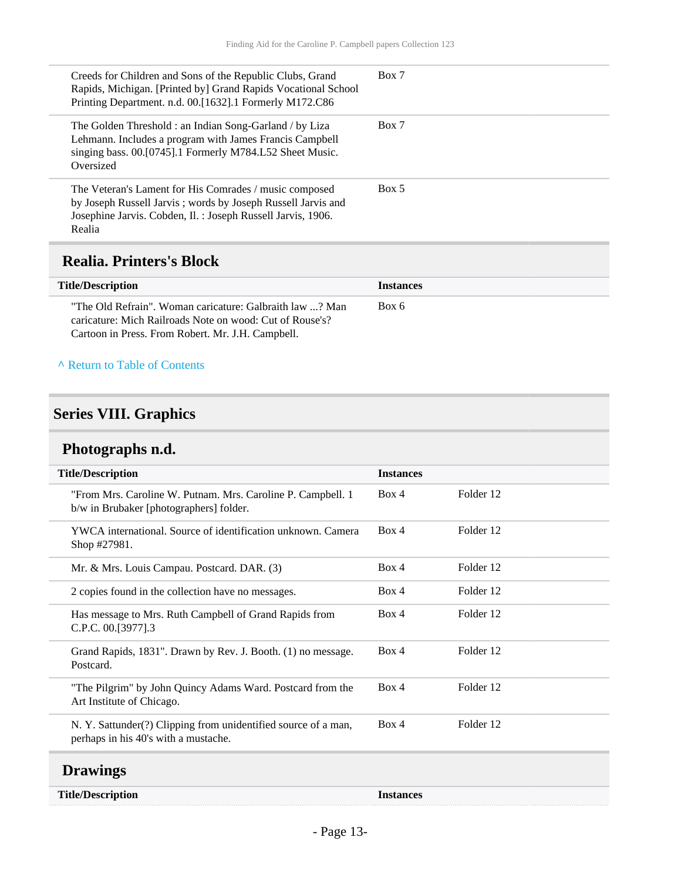| | |
|---|---|
| Creeds for Children and Sons of the Republic Clubs, Grand Rapids, Michigan. [Printed by] Grand Rapids Vocational School Printing Department. n.d. 00.[1632].1 Formerly M172.C86 | Box 7 |
| The Golden Threshold : an Indian Song-Garland / by Liza Lehmann. Includes a program with James Francis Campbell singing bass. 00.[0745].1 Formerly M784.L52 Sheet Music. Oversized | Box 7 |
| The Veteran's Lament for His Comrades / music composed by Joseph Russell Jarvis ; words by Joseph Russell Jarvis and Josephine Jarvis. Cobden, Il. : Joseph Russell Jarvis, 1906. Realia | Box 5 |

### Realia. Printers's Block

| Title/Description | Instances |
|---|---|
| "The Old Refrain". Woman caricature: Galbraith law ...? Man caricature: Mich Railroads Note on wood: Cut of Rouse's? Cartoon in Press. From Robert. Mr. J.H. Campbell. | Box 6 |

^ Return to Table of Contents

## Series VIII. Graphics

### Photographs n.d.

| Title/Description | Instances | |
|---|---|---|
| "From Mrs. Caroline W. Putnam. Mrs. Caroline P. Campbell. 1 b/w in Brubaker [photographers] folder. | Box 4 | Folder 12 |
| YWCA international. Source of identification unknown. Camera Shop #27981. | Box 4 | Folder 12 |
| Mr. & Mrs. Louis Campau. Postcard. DAR. (3) | Box 4 | Folder 12 |
| 2 copies found in the collection have no messages. | Box 4 | Folder 12 |
| Has message to Mrs. Ruth Campbell of Grand Rapids from C.P.C. 00.[3977].3 | Box 4 | Folder 12 |
| Grand Rapids, 1831". Drawn by Rev. J. Booth. (1) no message. Postcard. | Box 4 | Folder 12 |
| "The Pilgrim" by John Quincy Adams Ward. Postcard from the Art Institute of Chicago. | Box 4 | Folder 12 |
| N. Y. Sattunder(?) Clipping from unidentified source of a man, perhaps in his 40's with a mustache. | Box 4 | Folder 12 |

### Drawings

| Title/Description | Instances |
|---|---|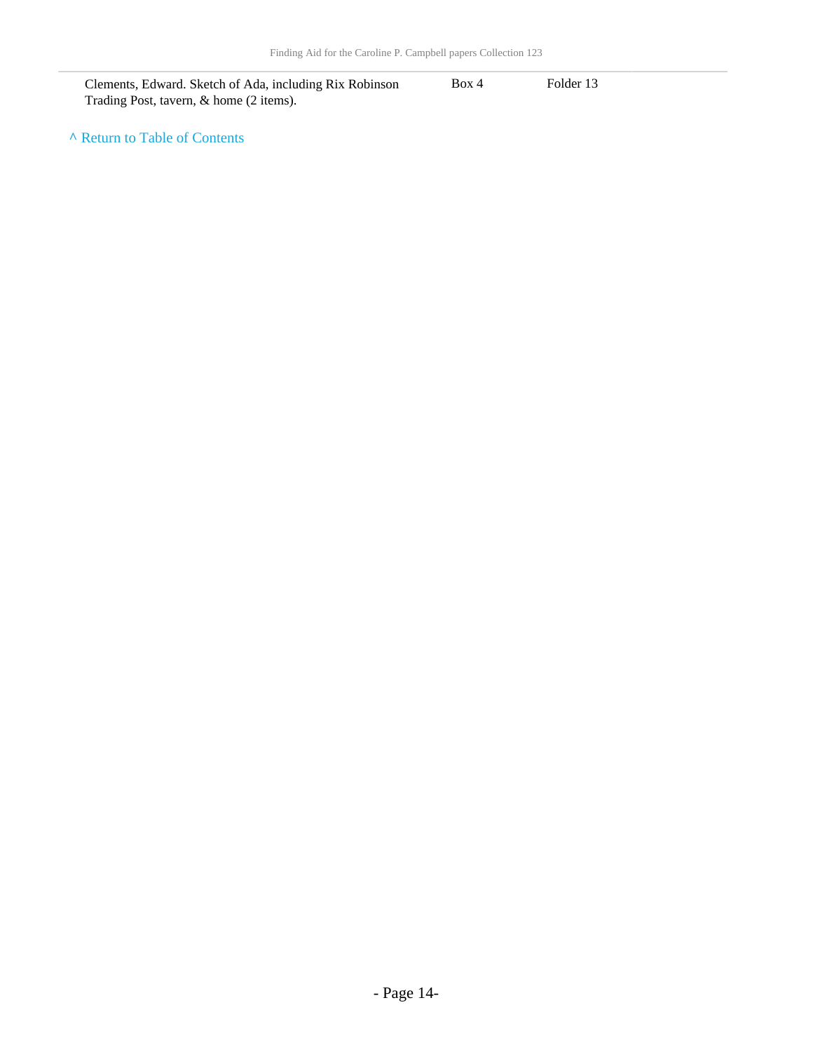| | | |
|---|---|---|
| Clements, Edward. Sketch of Ada, including Rix Robinson Trading Post, tavern, & home (2 items). | Box 4 | Folder 13 |

^ Return to Table of Contents